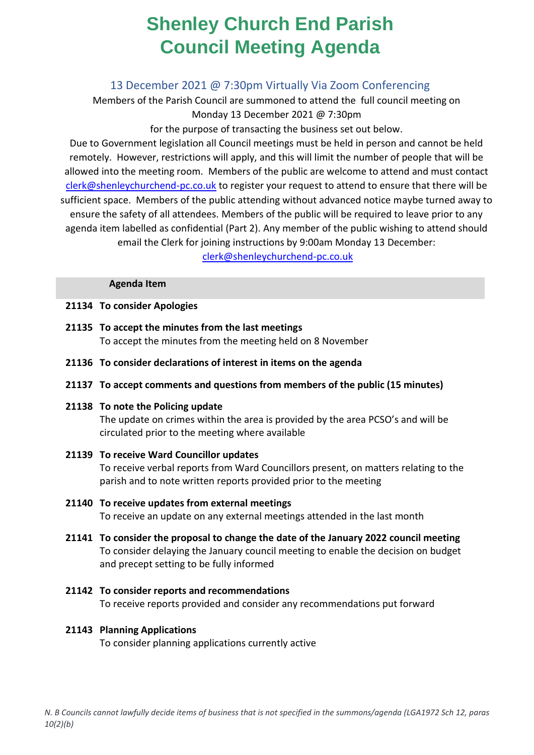# Shenley Church End Parish Council Meeting Agenda

## 13 December 2021 @ 7:30pm Virtually Via Zoom Conferencing

Members of the Parish Council are summoned to attend the full council meeting on Monday 13 December 2021 @ 7:30pm for the purpose of transacting the business set out below.

Due to Government legislation all Council meetings must be held in person and cannot be held remotely. However, restrictions will apply, and this will limit the number of people that will be allowed into the meeting room. Members of the public are welcome to attend and must contact clerk@shenleychurchend-pc.co.uk to register your request to attend to ensure that there will be sufficient space. Members of the public attending without advanced notice maybe turned away to ensure the safety of all attendees. Members of the public will be required to leave prior to any agenda item labelled as confidential (Part 2). Any member of the public wishing to attend should email the Clerk for joining instructions by 9:00am Monday 13 December: clerk@shenleychurchend-pc.co.uk

| | Agenda Item |
|---|---|
| **21134** | **To consider Apologies** |
| **21135** | **To accept the minutes from the last meetings**<br>To accept the minutes from the meeting held on 8 November |
| **21136** | **To consider declarations of interest in items on the agenda** |
| **21137** | **To accept comments and questions from members of the public (15 minutes)** |
| **21138** | **To note the Policing update**<br>The update on crimes within the area is provided by the area PCSO's and will be circulated prior to the meeting where available |
| **21139** | **To receive Ward Councillor updates**<br>To receive verbal reports from Ward Councillors present, on matters relating to the parish and to note written reports provided prior to the meeting |
| **21140** | **To receive updates from external meetings**<br>To receive an update on any external meetings attended in the last month |
| **21141** | **To consider the proposal to change the date of the January 2022 council meeting**<br>To consider delaying the January council meeting to enable the decision on budget and precept setting to be fully informed |
| **21142** | **To consider reports and recommendations**<br>To receive reports provided and consider any recommendations put forward |
| **21143** | **Planning Applications**<br>To consider planning applications currently active |

*N. B Councils cannot lawfully decide items of business that is not specified in the summons/agenda (LGA1972 Sch 12, paras 10(2)(b)*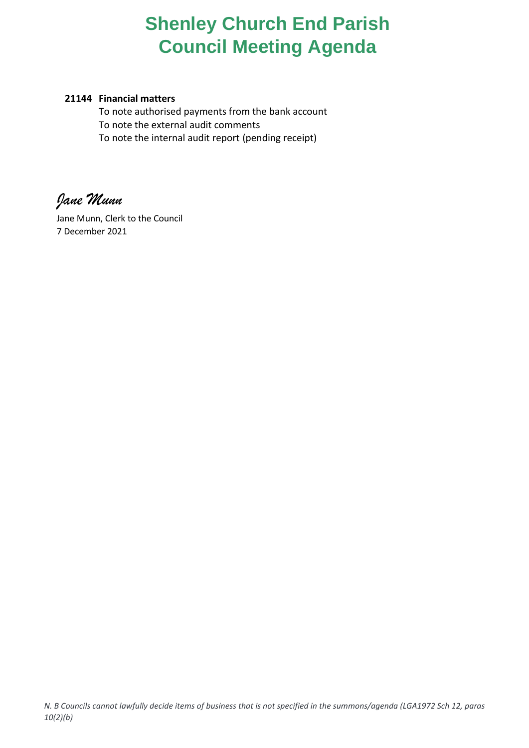# Shenley Church End Parish Council Meeting Agenda

**21144 Financial matters**

To note authorised payments from the bank account
To note the external audit comments
To note the internal audit report (pending receipt)

*Jane Munn*

Jane Munn, Clerk to the Council
7 December 2021

*N. B Councils cannot lawfully decide items of business that is not specified in the summons/agenda (LGA1972 Sch 12, paras 10(2)(b)*